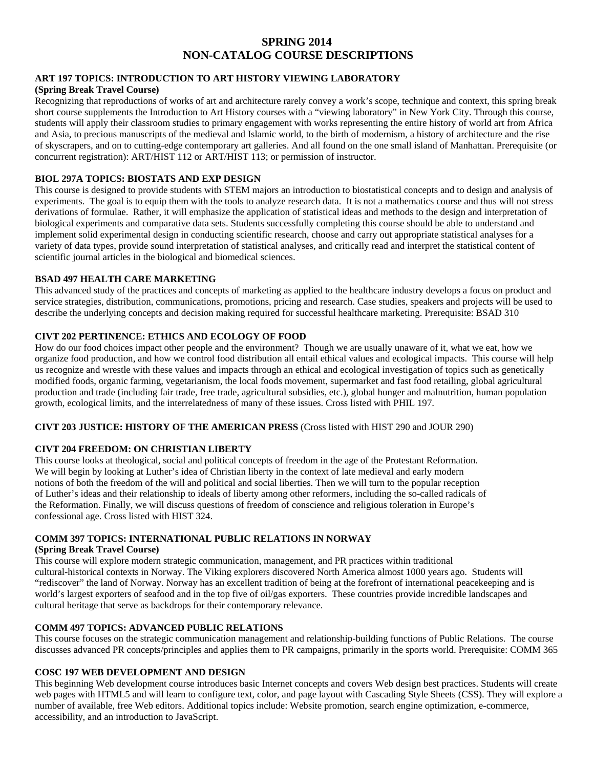# SPRING 2014
# NON-CATALOG COURSE DESCRIPTIONS

### ART 197 TOPICS: INTRODUCTION TO ART HISTORY VIEWING LABORATORY
**(Spring Break Travel Course)**

Recognizing that reproductions of works of art and architecture rarely convey a work's scope, technique and context, this spring break short course supplements the Introduction to Art History courses with a "viewing laboratory" in New York City. Through this course, students will apply their classroom studies to primary engagement with works representing the entire history of world art from Africa and Asia, to precious manuscripts of the medieval and Islamic world, to the birth of modernism, a history of architecture and the rise of skyscrapers, and on to cutting-edge contemporary art galleries. And all found on the one small island of Manhattan. Prerequisite (or concurrent registration): ART/HIST 112 or ART/HIST 113; or permission of instructor.

### BIOL 297A TOPICS: BIOSTATS AND EXP DESIGN

This course is designed to provide students with STEM majors an introduction to biostatistical concepts and to design and analysis of experiments. The goal is to equip them with the tools to analyze research data. It is not a mathematics course and thus will not stress derivations of formulae. Rather, it will emphasize the application of statistical ideas and methods to the design and interpretation of biological experiments and comparative data sets. Students successfully completing this course should be able to understand and implement solid experimental design in conducting scientific research, choose and carry out appropriate statistical analyses for a variety of data types, provide sound interpretation of statistical analyses, and critically read and interpret the statistical content of scientific journal articles in the biological and biomedical sciences.

### BSAD 497 HEALTH CARE MARKETING

This advanced study of the practices and concepts of marketing as applied to the healthcare industry develops a focus on product and service strategies, distribution, communications, promotions, pricing and research. Case studies, speakers and projects will be used to describe the underlying concepts and decision making required for successful healthcare marketing. Prerequisite: BSAD 310

### CIVT 202 PERTINENCE: ETHICS AND ECOLOGY OF FOOD

How do our food choices impact other people and the environment? Though we are usually unaware of it, what we eat, how we organize food production, and how we control food distribution all entail ethical values and ecological impacts. This course will help us recognize and wrestle with these values and impacts through an ethical and ecological investigation of topics such as genetically modified foods, organic farming, vegetarianism, the local foods movement, supermarket and fast food retailing, global agricultural production and trade (including fair trade, free trade, agricultural subsidies, etc.), global hunger and malnutrition, human population growth, ecological limits, and the interrelatedness of many of these issues. Cross listed with PHIL 197.

**CIVT 203 JUSTICE: HISTORY OF THE AMERICAN PRESS** (Cross listed with HIST 290 and JOUR 290)

### CIVT 204 FREEDOM: ON CHRISTIAN LIBERTY

This course looks at theological, social and political concepts of freedom in the age of the Protestant Reformation. We will begin by looking at Luther's idea of Christian liberty in the context of late medieval and early modern notions of both the freedom of the will and political and social liberties. Then we will turn to the popular reception of Luther's ideas and their relationship to ideals of liberty among other reformers, including the so-called radicals of the Reformation. Finally, we will discuss questions of freedom of conscience and religious toleration in Europe's confessional age. Cross listed with HIST 324.

### COMM 397 TOPICS: INTERNATIONAL PUBLIC RELATIONS IN NORWAY
**(Spring Break Travel Course)**

This course will explore modern strategic communication, management, and PR practices within traditional cultural-historical contexts in Norway. The Viking explorers discovered North America almost 1000 years ago. Students will "rediscover" the land of Norway. Norway has an excellent tradition of being at the forefront of international peacekeeping and is world's largest exporters of seafood and in the top five of oil/gas exporters. These countries provide incredible landscapes and cultural heritage that serve as backdrops for their contemporary relevance.

### COMM 497 TOPICS: ADVANCED PUBLIC RELATIONS

This course focuses on the strategic communication management and relationship-building functions of Public Relations. The course discusses advanced PR concepts/principles and applies them to PR campaigns, primarily in the sports world. Prerequisite: COMM 365

### COSC 197 WEB DEVELOPMENT AND DESIGN

This beginning Web development course introduces basic Internet concepts and covers Web design best practices. Students will create web pages with HTML5 and will learn to configure text, color, and page layout with Cascading Style Sheets (CSS). They will explore a number of available, free Web editors. Additional topics include: Website promotion, search engine optimization, e-commerce, accessibility, and an introduction to JavaScript.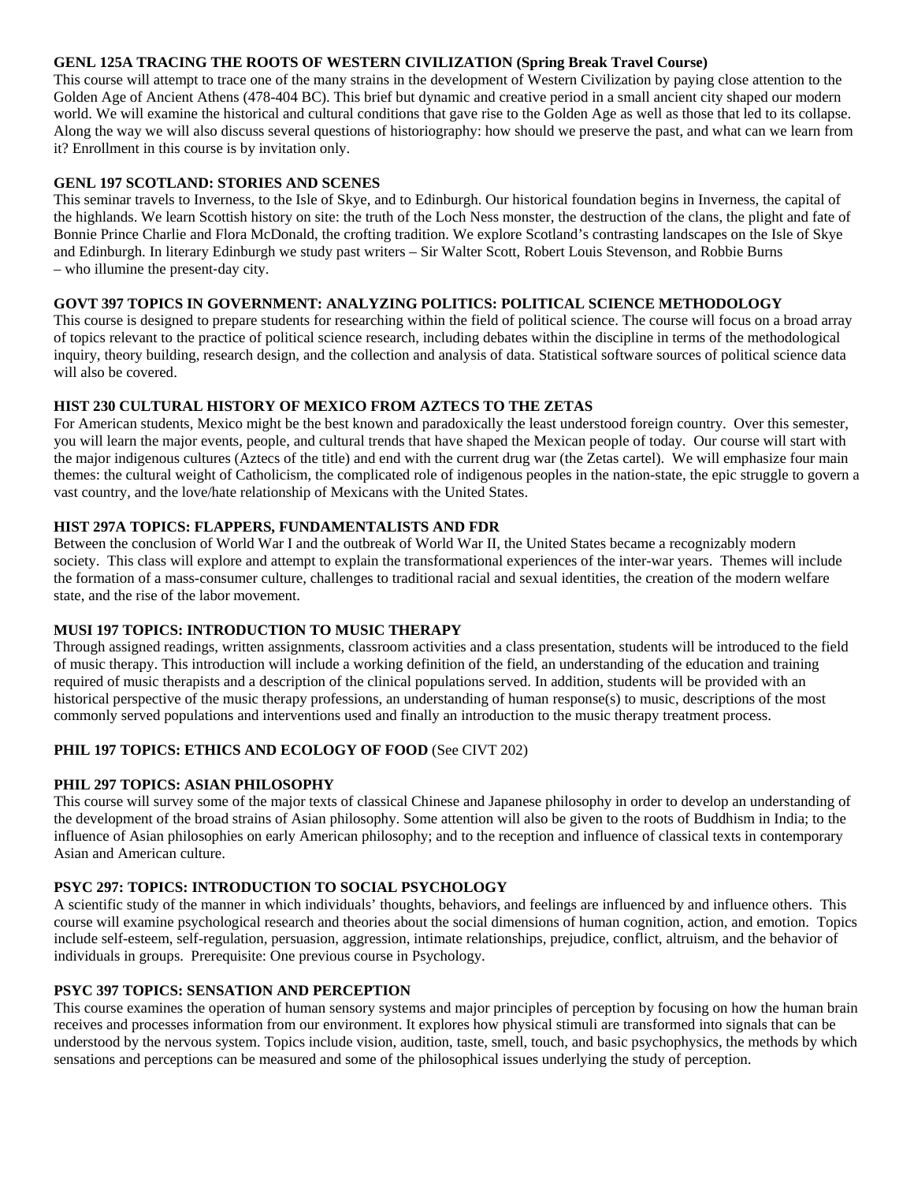**GENL 125A TRACING THE ROOTS OF WESTERN CIVILIZATION (Spring Break Travel Course)**
This course will attempt to trace one of the many strains in the development of Western Civilization by paying close attention to the Golden Age of Ancient Athens (478-404 BC). This brief but dynamic and creative period in a small ancient city shaped our modern world. We will examine the historical and cultural conditions that gave rise to the Golden Age as well as those that led to its collapse. Along the way we will also discuss several questions of historiography: how should we preserve the past, and what can we learn from it? Enrollment in this course is by invitation only.

**GENL 197 SCOTLAND: STORIES AND SCENES**
This seminar travels to Inverness, to the Isle of Skye, and to Edinburgh. Our historical foundation begins in Inverness, the capital of the highlands. We learn Scottish history on site: the truth of the Loch Ness monster, the destruction of the clans, the plight and fate of Bonnie Prince Charlie and Flora McDonald, the crofting tradition. We explore Scotland's contrasting landscapes on the Isle of Skye and Edinburgh. In literary Edinburgh we study past writers – Sir Walter Scott, Robert Louis Stevenson, and Robbie Burns – who illumine the present-day city.

**GOVT 397 TOPICS IN GOVERNMENT: ANALYZING POLITICS: POLITICAL SCIENCE METHODOLOGY**
This course is designed to prepare students for researching within the field of political science. The course will focus on a broad array of topics relevant to the practice of political science research, including debates within the discipline in terms of the methodological inquiry, theory building, research design, and the collection and analysis of data. Statistical software sources of political science data will also be covered.

**HIST 230 CULTURAL HISTORY OF MEXICO FROM AZTECS TO THE ZETAS**
For American students, Mexico might be the best known and paradoxically the least understood foreign country. Over this semester, you will learn the major events, people, and cultural trends that have shaped the Mexican people of today. Our course will start with the major indigenous cultures (Aztecs of the title) and end with the current drug war (the Zetas cartel). We will emphasize four main themes: the cultural weight of Catholicism, the complicated role of indigenous peoples in the nation-state, the epic struggle to govern a vast country, and the love/hate relationship of Mexicans with the United States.

**HIST 297A TOPICS: FLAPPERS, FUNDAMENTALISTS AND FDR**
Between the conclusion of World War I and the outbreak of World War II, the United States became a recognizably modern society. This class will explore and attempt to explain the transformational experiences of the inter-war years. Themes will include the formation of a mass-consumer culture, challenges to traditional racial and sexual identities, the creation of the modern welfare state, and the rise of the labor movement.

**MUSI 197 TOPICS: INTRODUCTION TO MUSIC THERAPY**
Through assigned readings, written assignments, classroom activities and a class presentation, students will be introduced to the field of music therapy. This introduction will include a working definition of the field, an understanding of the education and training required of music therapists and a description of the clinical populations served. In addition, students will be provided with an historical perspective of the music therapy professions, an understanding of human response(s) to music, descriptions of the most commonly served populations and interventions used and finally an introduction to the music therapy treatment process.

**PHIL 197 TOPICS: ETHICS AND ECOLOGY OF FOOD** (See CIVT 202)

**PHIL 297 TOPICS: ASIAN PHILOSOPHY**
This course will survey some of the major texts of classical Chinese and Japanese philosophy in order to develop an understanding of the development of the broad strains of Asian philosophy. Some attention will also be given to the roots of Buddhism in India; to the influence of Asian philosophies on early American philosophy; and to the reception and influence of classical texts in contemporary Asian and American culture.

**PSYC 297: TOPICS: INTRODUCTION TO SOCIAL PSYCHOLOGY**
A scientific study of the manner in which individuals' thoughts, behaviors, and feelings are influenced by and influence others. This course will examine psychological research and theories about the social dimensions of human cognition, action, and emotion. Topics include self-esteem, self-regulation, persuasion, aggression, intimate relationships, prejudice, conflict, altruism, and the behavior of individuals in groups. Prerequisite: One previous course in Psychology.

**PSYC 397 TOPICS: SENSATION AND PERCEPTION**
This course examines the operation of human sensory systems and major principles of perception by focusing on how the human brain receives and processes information from our environment. It explores how physical stimuli are transformed into signals that can be understood by the nervous system. Topics include vision, audition, taste, smell, touch, and basic psychophysics, the methods by which sensations and perceptions can be measured and some of the philosophical issues underlying the study of perception.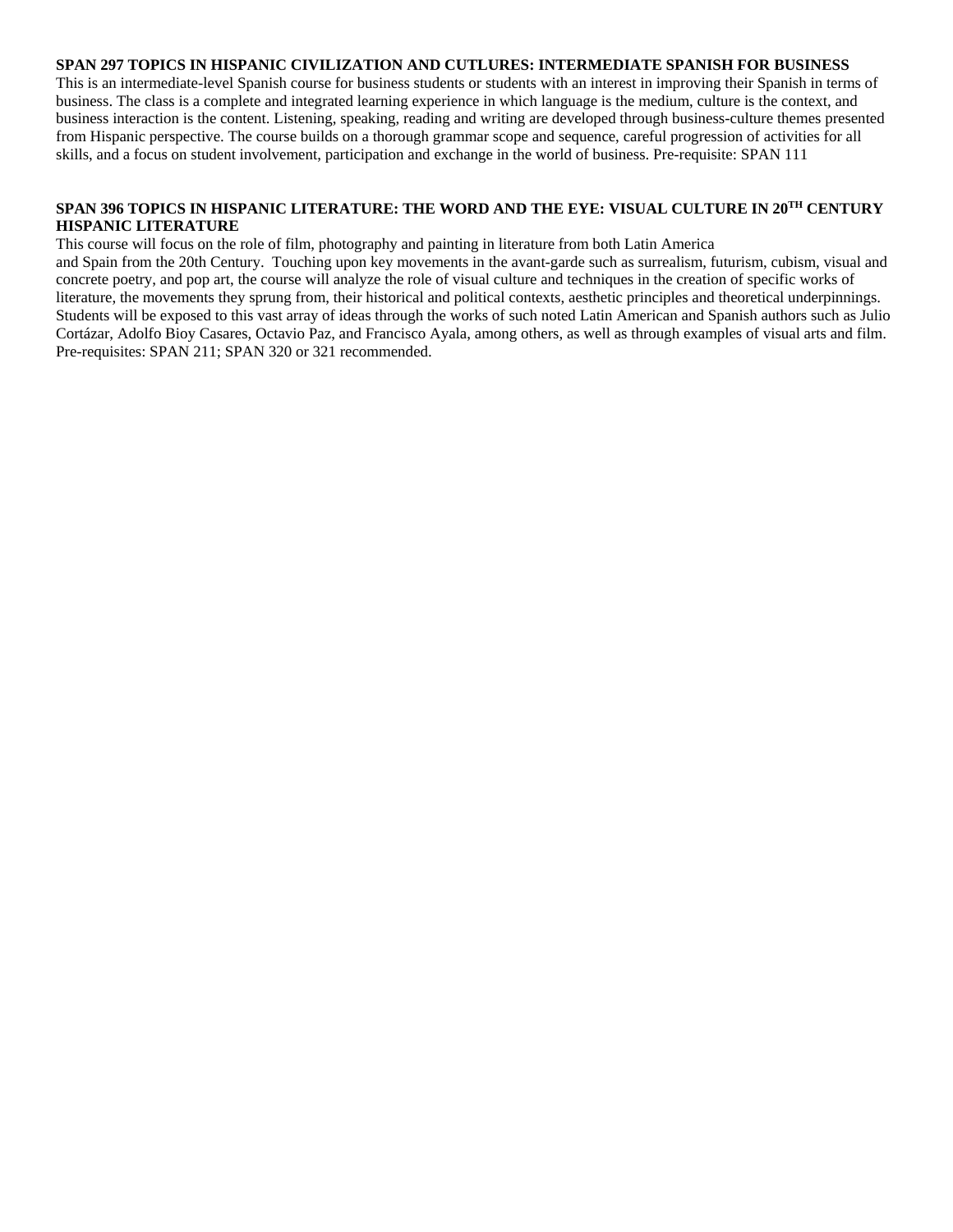**SPAN 297 TOPICS IN HISPANIC CIVILIZATION AND CUTLURES: INTERMEDIATE SPANISH FOR BUSINESS**

This is an intermediate-level Spanish course for business students or students with an interest in improving their Spanish in terms of business. The class is a complete and integrated learning experience in which language is the medium, culture is the context, and business interaction is the content. Listening, speaking, reading and writing are developed through business-culture themes presented from Hispanic perspective. The course builds on a thorough grammar scope and sequence, careful progression of activities for all skills, and a focus on student involvement, participation and exchange in the world of business. Pre-requisite: SPAN 111

**SPAN 396 TOPICS IN HISPANIC LITERATURE: THE WORD AND THE EYE: VISUAL CULTURE IN 20TH CENTURY HISPANIC LITERATURE**

This course will focus on the role of film, photography and painting in literature from both Latin America and Spain from the 20th Century. Touching upon key movements in the avant-garde such as surrealism, futurism, cubism, visual and concrete poetry, and pop art, the course will analyze the role of visual culture and techniques in the creation of specific works of literature, the movements they sprung from, their historical and political contexts, aesthetic principles and theoretical underpinnings. Students will be exposed to this vast array of ideas through the works of such noted Latin American and Spanish authors such as Julio Cortázar, Adolfo Bioy Casares, Octavio Paz, and Francisco Ayala, among others, as well as through examples of visual arts and film. Pre-requisites: SPAN 211; SPAN 320 or 321 recommended.